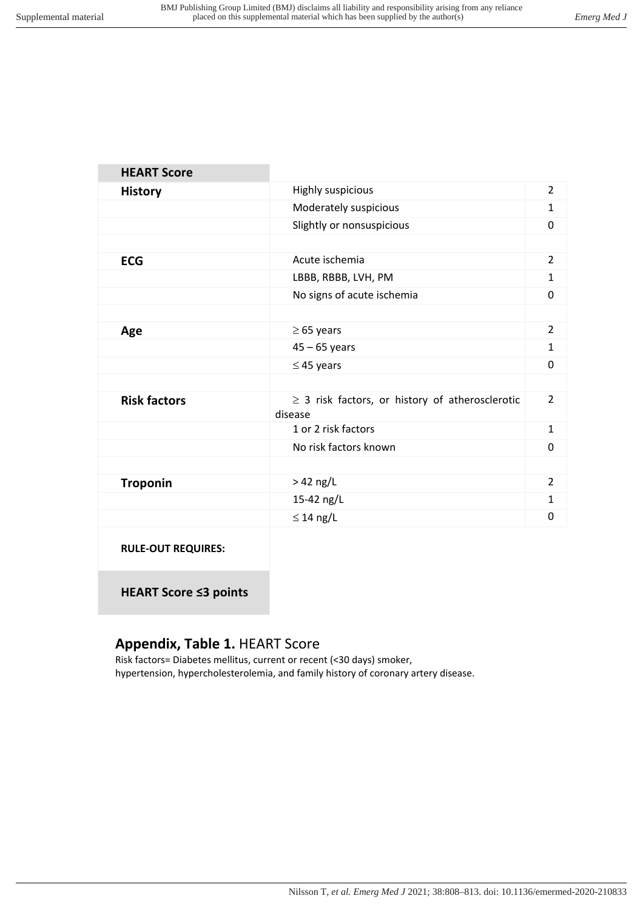| HEART Score | | |
|---|---|---|
| **History** | Highly suspicious | 2 |
| | Moderately suspicious | 1 |
| | Slightly or nonsuspicious | 0 |
| | | |
| **ECG** | Acute ischemia | 2 |
| | LBBB, RBBB, LVH, PM | 1 |
| | No signs of acute ischemia | 0 |
| | | |
| **Age** | ≥ 65 years | 2 |
| | 45 – 65 years | 1 |
| | ≤ 45 years | 0 |
| | | |
| **Risk factors** | ≥ 3 risk factors, or history of atherosclerotic disease | 2 |
| | 1 or 2 risk factors | 1 |
| | No risk factors known | 0 |
| | | |
| **Troponin** | > 42 ng/L | 2 |
| | 15-42 ng/L | 1 |
| | ≤ 14 ng/L | 0 |
| **RULE-OUT REQUIRES:** | | |
| **HEART Score ≤3 points** | | |

## **Appendix, Table 1.** HEART Score

Risk factors= Diabetes mellitus, current or recent (<30 days) smoker, hypertension, hypercholesterolemia, and family history of coronary artery disease.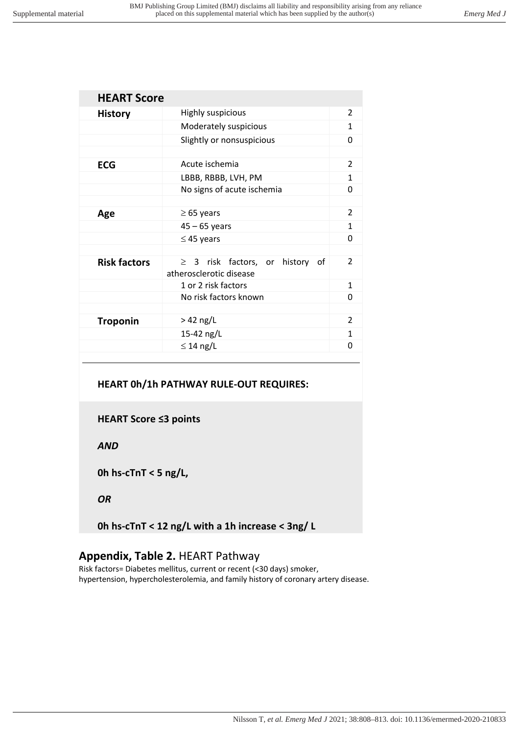| HEART Score | | |
|---|---|---|
| **History** | Highly suspicious | 2 |
| | Moderately suspicious | 1 |
| | Slightly or nonsuspicious | 0 |
| **ECG** | Acute ischemia | 2 |
| | LBBB, RBBB, LVH, PM | 1 |
| | No signs of acute ischemia | 0 |
| **Age** | ≥ 65 years | 2 |
| | 45 – 65 years | 1 |
| | ≤ 45 years | 0 |
| **Risk factors** | ≥ 3 risk factors, or history of atherosclerotic disease | 2 |
| | 1 or 2 risk factors | 1 |
| | No risk factors known | 0 |
| **Troponin** | > 42 ng/L | 2 |
| | 15-42 ng/L | 1 |
| | ≤ 14 ng/L | 0 |

**HEART 0h/1h PATHWAY RULE-OUT REQUIRES:**

**HEART Score ≤3 points**

***AND***

**0h hs-cTnT < 5 ng/L,**

***OR***

**0h hs-cTnT < 12 ng/L with a 1h increase < 3ng/ L**

**Appendix, Table 2.** HEART Pathway

Risk factors= Diabetes mellitus, current or recent (<30 days) smoker, hypertension, hypercholesterolemia, and family history of coronary artery disease.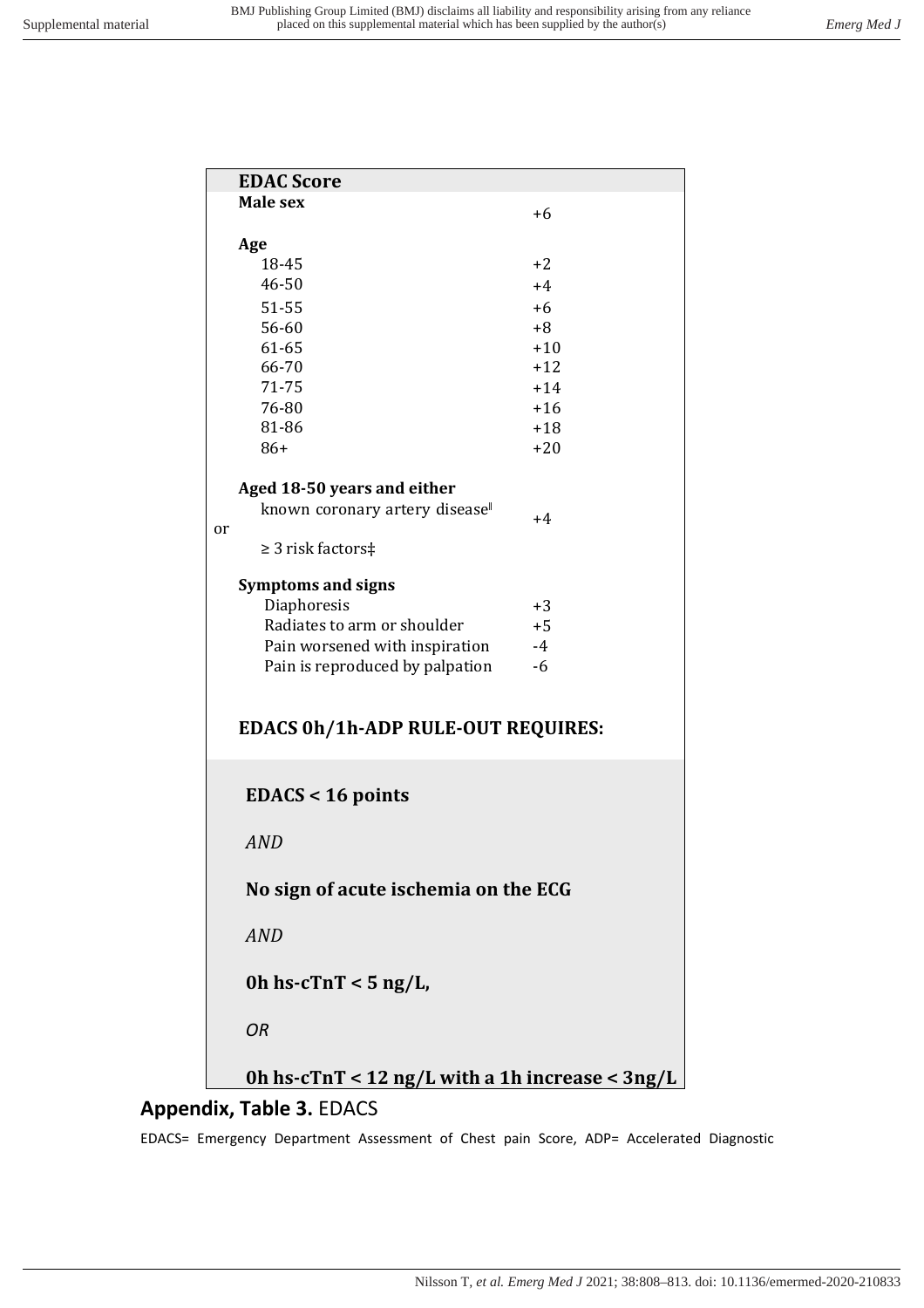| EDAC Score | |
|---|---|
| **Male sex** | +6 |
| **Age** | |
| 18-45 | +2 |
| 46-50 | +4 |
| 51-55 | +6 |
| 56-60 | +8 |
| 61-65 | +10 |
| 66-70 | +12 |
| 71-75 | +14 |
| 76-80 | +16 |
| 81-86 | +18 |
| 86+ | +20 |
| **Aged 18-50 years and either** | |
| known coronary artery disease‖ or ≥ 3 risk factors‡ | +4 |
| **Symptoms and signs** | |
| Diaphoresis | +3 |
| Radiates to arm or shoulder | +5 |
| Pain worsened with inspiration | -4 |
| Pain is reproduced by palpation | -6 |

**EDACS 0h/1h-ADP RULE-OUT REQUIRES:**

**EDACS < 16 points**

*AND*

**No sign of acute ischemia on the ECG**

*AND*

**0h hs-cTnT < 5 ng/L,**

*OR*

**0h hs-cTnT < 12 ng/L with a 1h increase < 3ng/L**

## **Appendix, Table 3.** EDACS

EDACS= Emergency Department Assessment of Chest pain Score, ADP= Accelerated Diagnostic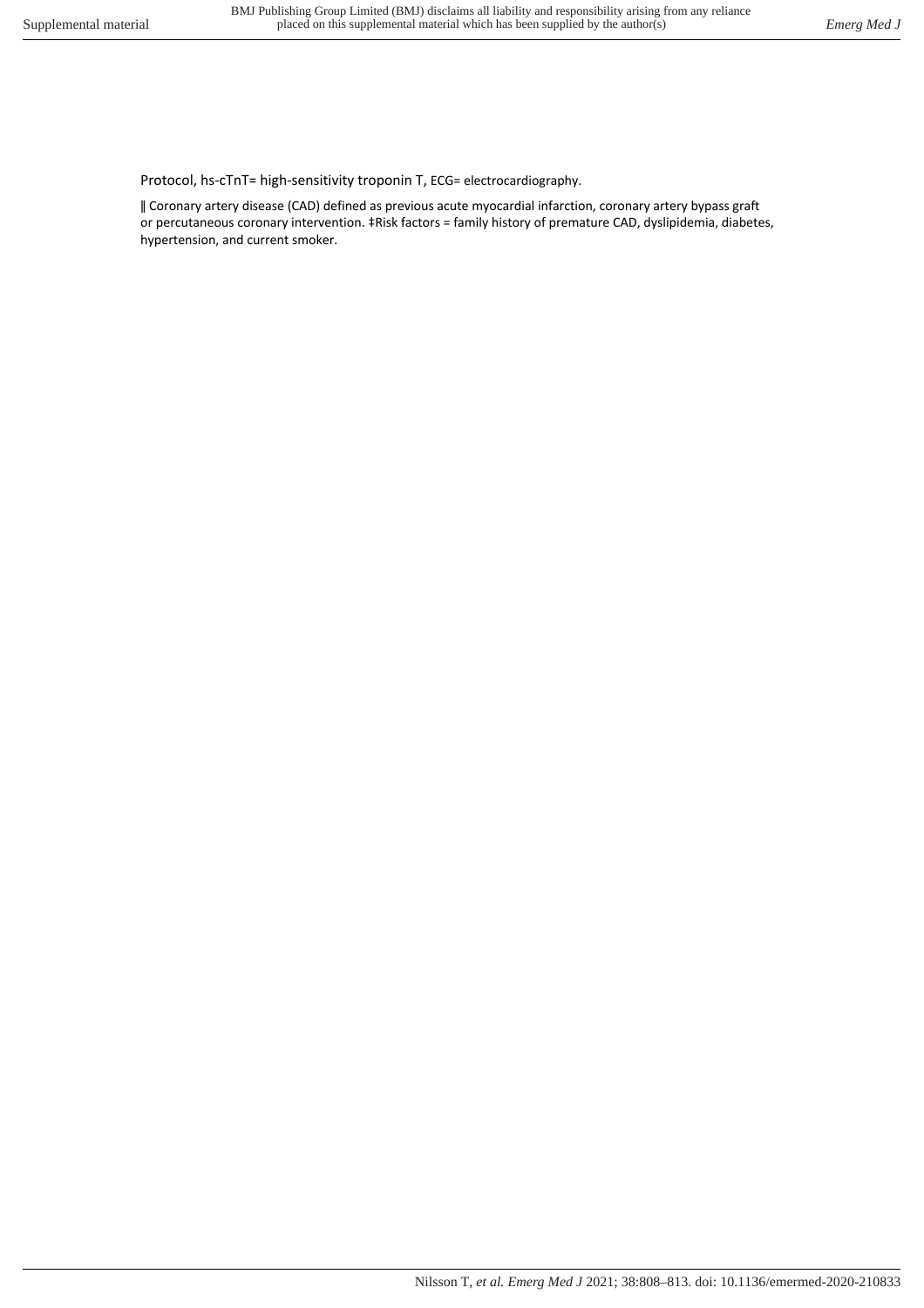Protocol, hs-cTnT= high-sensitivity troponin T, ECG= electrocardiography.

‖ Coronary artery disease (CAD) defined as previous acute myocardial infarction, coronary artery bypass graft or percutaneous coronary intervention. ‡Risk factors = family history of premature CAD, dyslipidemia, diabetes, hypertension, and current smoker.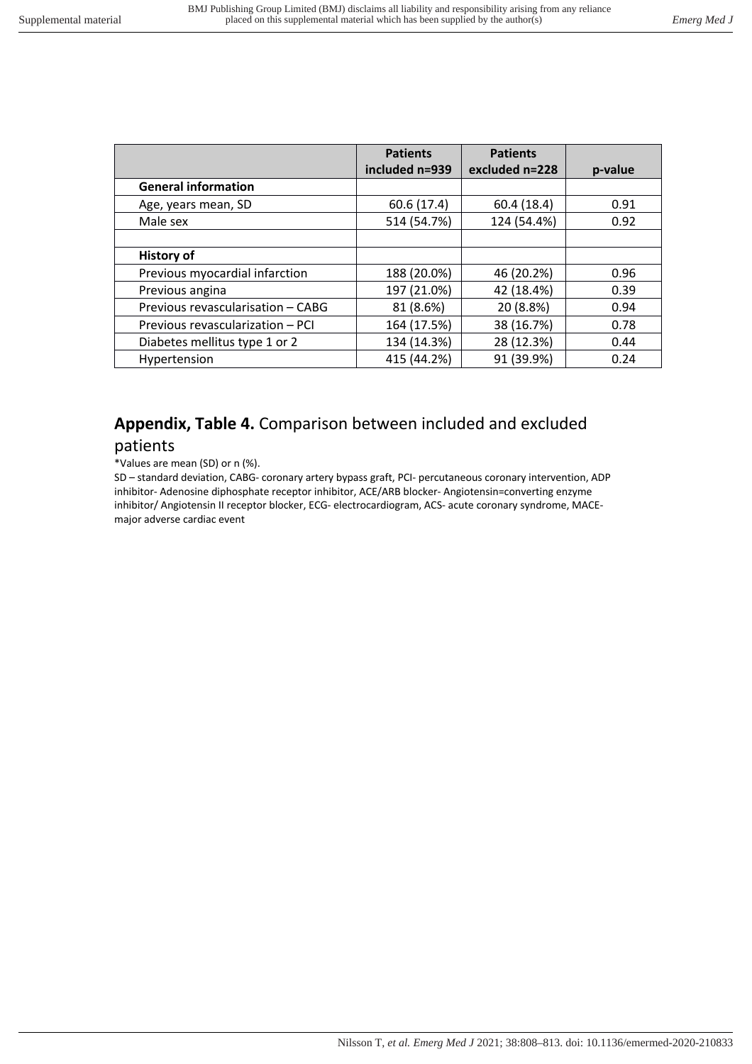| | Patients included n=939 | Patients excluded n=228 | p-value |
|---|---|---|---|
| **General information** | | | |
| Age, years mean, SD | 60.6 (17.4) | 60.4 (18.4) | 0.91 |
| Male sex | 514 (54.7%) | 124 (54.4%) | 0.92 |
| | | | |
| **History of** | | | |
| Previous myocardial infarction | 188 (20.0%) | 46 (20.2%) | 0.96 |
| Previous angina | 197 (21.0%) | 42 (18.4%) | 0.39 |
| Previous revascularisation – CABG | 81 (8.6%) | 20 (8.8%) | 0.94 |
| Previous revascularization – PCI | 164 (17.5%) | 38 (16.7%) | 0.78 |
| Diabetes mellitus type 1 or 2 | 134 (14.3%) | 28 (12.3%) | 0.44 |
| Hypertension | 415 (44.2%) | 91 (39.9%) | 0.24 |

**Appendix, Table 4.** Comparison between included and excluded patients

*Values are mean (SD) or n (%).

SD – standard deviation, CABG- coronary artery bypass graft, PCI- percutaneous coronary intervention, ADP inhibitor- Adenosine diphosphate receptor inhibitor, ACE/ARB blocker- Angiotensin=converting enzyme inhibitor/ Angiotensin II receptor blocker, ECG- electrocardiogram, ACS- acute coronary syndrome, MACE- major adverse cardiac event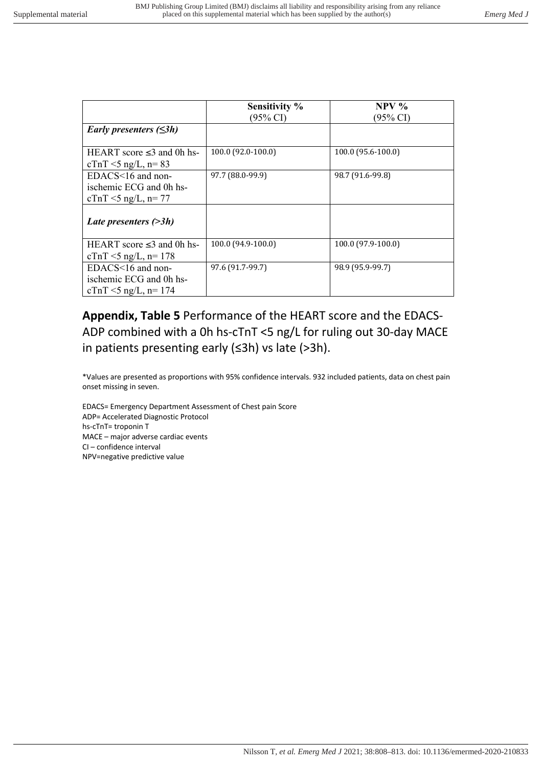| | Sensitivity % (95% CI) | NPV % (95% CI) |
|---|---|---|
| ***Early presenters (≤3h)*** | | |
| HEART score ≤3 and 0h hs-cTnT <5 ng/L, n= 83 | 100.0 (92.0-100.0) | 100.0 (95.6-100.0) |
| EDACS<16 and non-ischemic ECG and 0h hs-cTnT <5 ng/L, n= 77 | 97.7 (88.0-99.9) | 98.7 (91.6-99.8) |
| ***Late presenters (>3h)*** | | |
| HEART score ≤3 and 0h hs-cTnT <5 ng/L, n= 178 | 100.0 (94.9-100.0) | 100.0 (97.9-100.0) |
| EDACS<16 and non-ischemic ECG and 0h hs-cTnT <5 ng/L, n= 174 | 97.6 (91.7-99.7) | 98.9 (95.9-99.7) |

**Appendix, Table 5** Performance of the HEART score and the EDACS-ADP combined with a 0h hs-cTnT <5 ng/L for ruling out 30-day MACE in patients presenting early (≤3h) vs late (>3h).

*Values are presented as proportions with 95% confidence intervals. 932 included patients, data on chest pain onset missing in seven.

EDACS= Emergency Department Assessment of Chest pain Score
ADP= Accelerated Diagnostic Protocol
hs-cTnT= troponin T
MACE – major adverse cardiac events
CI – confidence interval
NPV=negative predictive value